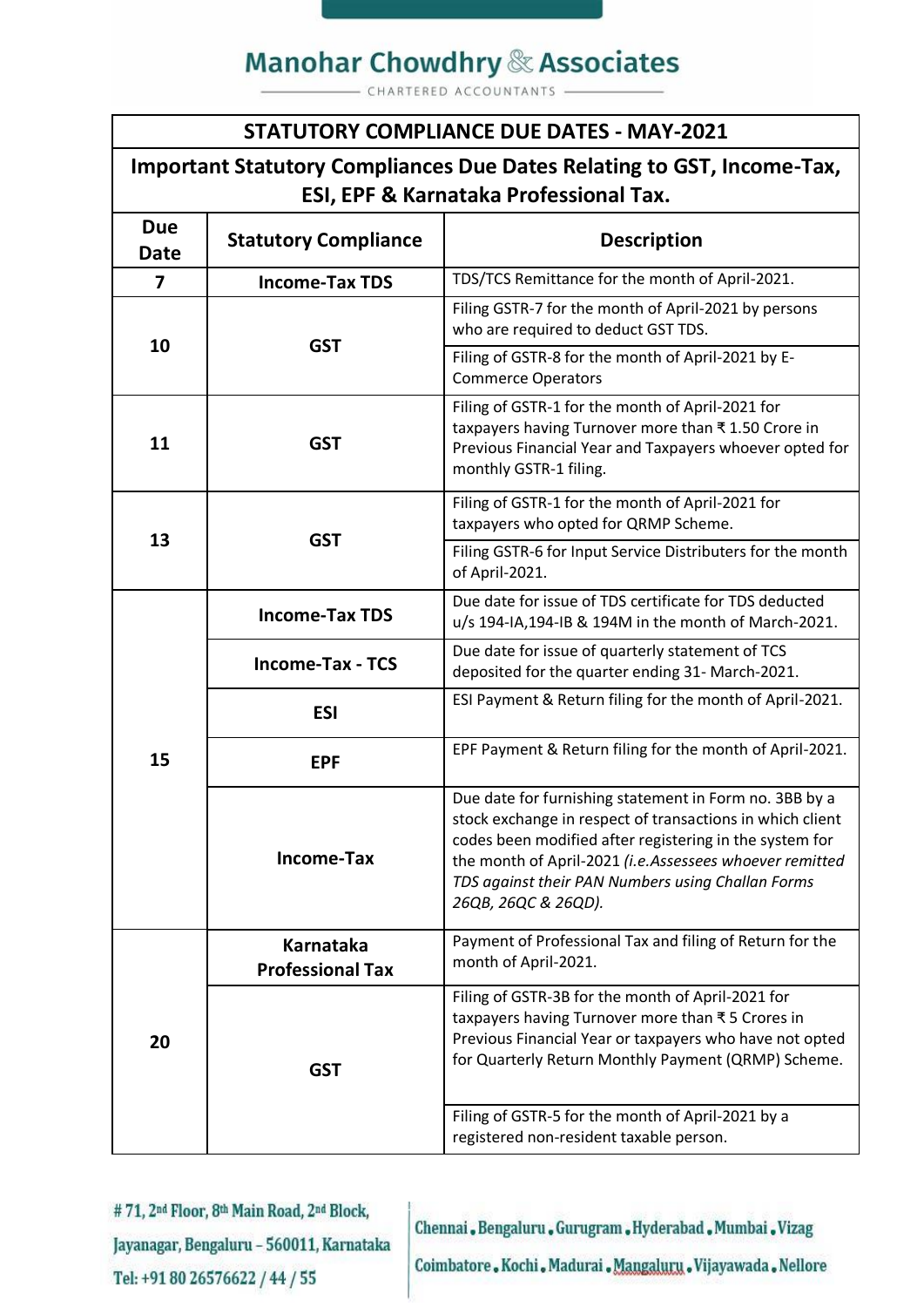# Manohar Chowdhry & Associates

CHARTERED ACCOUNTANTS

| STATUTORY COMPLIANCE DUE DATES - MAY-2021 | | |
|---|---|---|
| **Important Statutory Compliances Due Dates Relating to GST, Income-Tax, ESI, EPF & Karnataka Professional Tax.** | | |
| **Due Date** | **Statutory Compliance** | **Description** |
| **7** | **Income-Tax TDS** | TDS/TCS Remittance for the month of April-2021. |
| **10** | **GST** | Filing GSTR-7 for the month of April-2021 by persons who are required to deduct GST TDS. |
| | | Filing of GSTR-8 for the month of April-2021 by E-Commerce Operators |
| **11** | **GST** | Filing of GSTR-1 for the month of April-2021 for taxpayers having Turnover more than ₹ 1.50 Crore in Previous Financial Year and Taxpayers whoever opted for monthly GSTR-1 filing. |
| **13** | **GST** | Filing of GSTR-1 for the month of April-2021 for taxpayers who opted for QRMP Scheme. |
| | | Filing GSTR-6 for Input Service Distributers for the month of April-2021. |
| **15** | **Income-Tax TDS** | Due date for issue of TDS certificate for TDS deducted u/s 194-IA,194-IB & 194M in the month of March-2021. |
| | **Income-Tax - TCS** | Due date for issue of quarterly statement of TCS deposited for the quarter ending 31- March-2021. |
| | **ESI** | ESI Payment & Return filing for the month of April-2021. |
| | **EPF** | EPF Payment & Return filing for the month of April-2021. |
| | **Income-Tax** | Due date for furnishing statement in Form no. 3BB by a stock exchange in respect of transactions in which client codes been modified after registering in the system for the month of April-2021 *(i.e.Assessees whoever remitted TDS against their PAN Numbers using Challan Forms 26QB, 26QC & 26QD).* |
| **20** | **Karnataka Professional Tax** | Payment of Professional Tax and filing of Return for the month of April-2021. |
| | **GST** | Filing of GSTR-3B for the month of April-2021 for taxpayers having Turnover more than ₹ 5 Crores in Previous Financial Year or taxpayers who have not opted for Quarterly Return Monthly Payment (QRMP) Scheme. |
| | | Filing of GSTR-5 for the month of April-2021 by a registered non-resident taxable person. |

# 71, 2nd Floor, 8th Main Road, 2nd Block, Jayanagar, Bengaluru – 560011, Karnataka
Tel: +91 80 26576622 / 44 / 55

Chennai . Bengaluru . Gurugram . Hyderabad . Mumbai . Vizag
Coimbatore . Kochi . Madurai . Mangaluru . Vijayawada . Nellore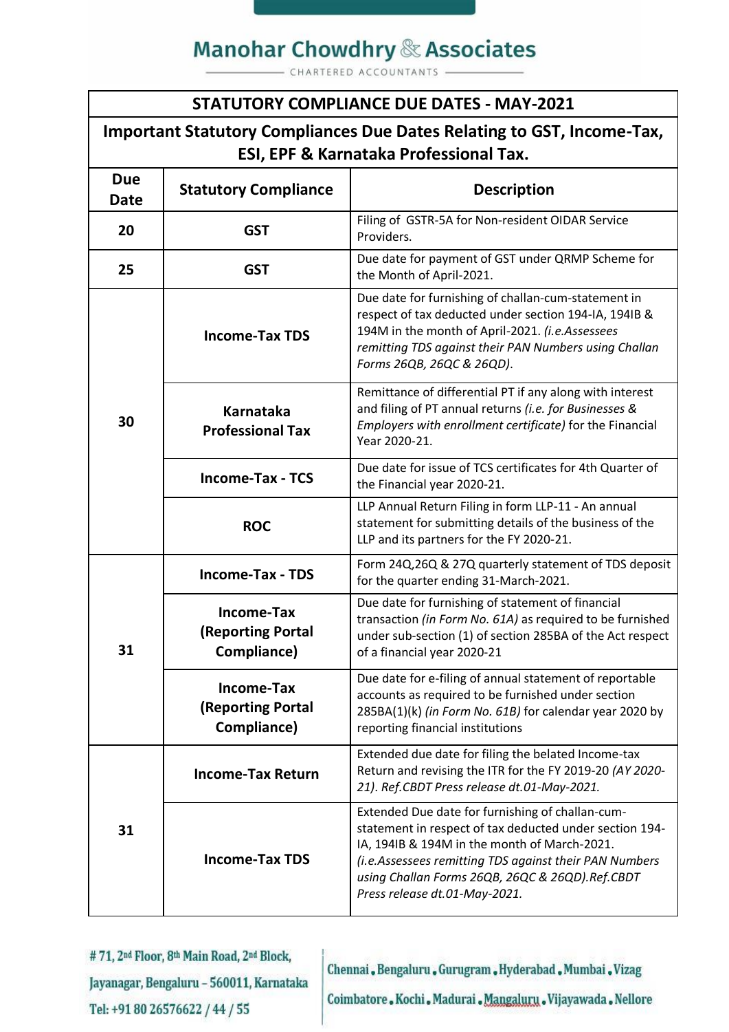# Manohar Chowdhry & Associates

CHARTERED ACCOUNTANTS

| STATUTORY COMPLIANCE DUE DATES - MAY-2021 | | |
|---|---|---|
| **Important Statutory Compliances Due Dates Relating to GST, Income-Tax, ESI, EPF & Karnataka Professional Tax.** | | |
| **Due Date** | **Statutory Compliance** | **Description** |
| **20** | **GST** | Filing of GSTR-5A for Non-resident OIDAR Service Providers. |
| **25** | **GST** | Due date for payment of GST under QRMP Scheme for the Month of April-2021. |
| **30** | **Income-Tax TDS** | Due date for furnishing of challan-cum-statement in respect of tax deducted under section 194-IA, 194IB & 194M in the month of April-2021. *(i.e.Assessees remitting TDS against their PAN Numbers using Challan Forms 26QB, 26QC & 26QD)*. |
| | **Karnataka Professional Tax** | Remittance of differential PT if any along with interest and filing of PT annual returns *(i.e. for Businesses & Employers with enrollment certificate)* for the Financial Year 2020-21. |
| | **Income-Tax - TCS** | Due date for issue of TCS certificates for 4th Quarter of the Financial year 2020-21. |
| | **ROC** | LLP Annual Return Filing in form LLP-11 - An annual statement for submitting details of the business of the LLP and its partners for the FY 2020-21. |
| **31** | **Income-Tax - TDS** | Form 24Q,26Q & 27Q quarterly statement of TDS deposit for the quarter ending 31-March-2021. |
| | **Income-Tax (Reporting Portal Compliance)** | Due date for furnishing of statement of financial transaction *(in Form No. 61A)* as required to be furnished under sub-section (1) of section 285BA of the Act respect of a financial year 2020-21 |
| | **Income-Tax (Reporting Portal Compliance)** | Due date for e-filing of annual statement of reportable accounts as required to be furnished under section 285BA(1)(k) *(in Form No. 61B)* for calendar year 2020 by reporting financial institutions |
| **31** | **Income-Tax Return** | Extended due date for filing the belated Income-tax Return and revising the ITR for the FY 2019-20 *(AY 2020-21). Ref.CBDT Press release dt.01-May-2021.* |
| | **Income-Tax TDS** | Extended Due date for furnishing of challan-cum-statement in respect of tax deducted under section 194-IA, 194IB & 194M in the month of March-2021. *(i.e.Assessees remitting TDS against their PAN Numbers using Challan Forms 26QB, 26QC & 26QD).Ref.CBDT Press release dt.01-May-2021.* |

# 71, 2nd Floor, 8th Main Road, 2nd Block, Jayanagar, Bengaluru – 560011, Karnataka
Tel: +91 80 26576622 / 44 / 55

Chennai . Bengaluru . Gurugram . Hyderabad . Mumbai . Vizag
Coimbatore . Kochi . Madurai . Mangaluru . Vijayawada . Nellore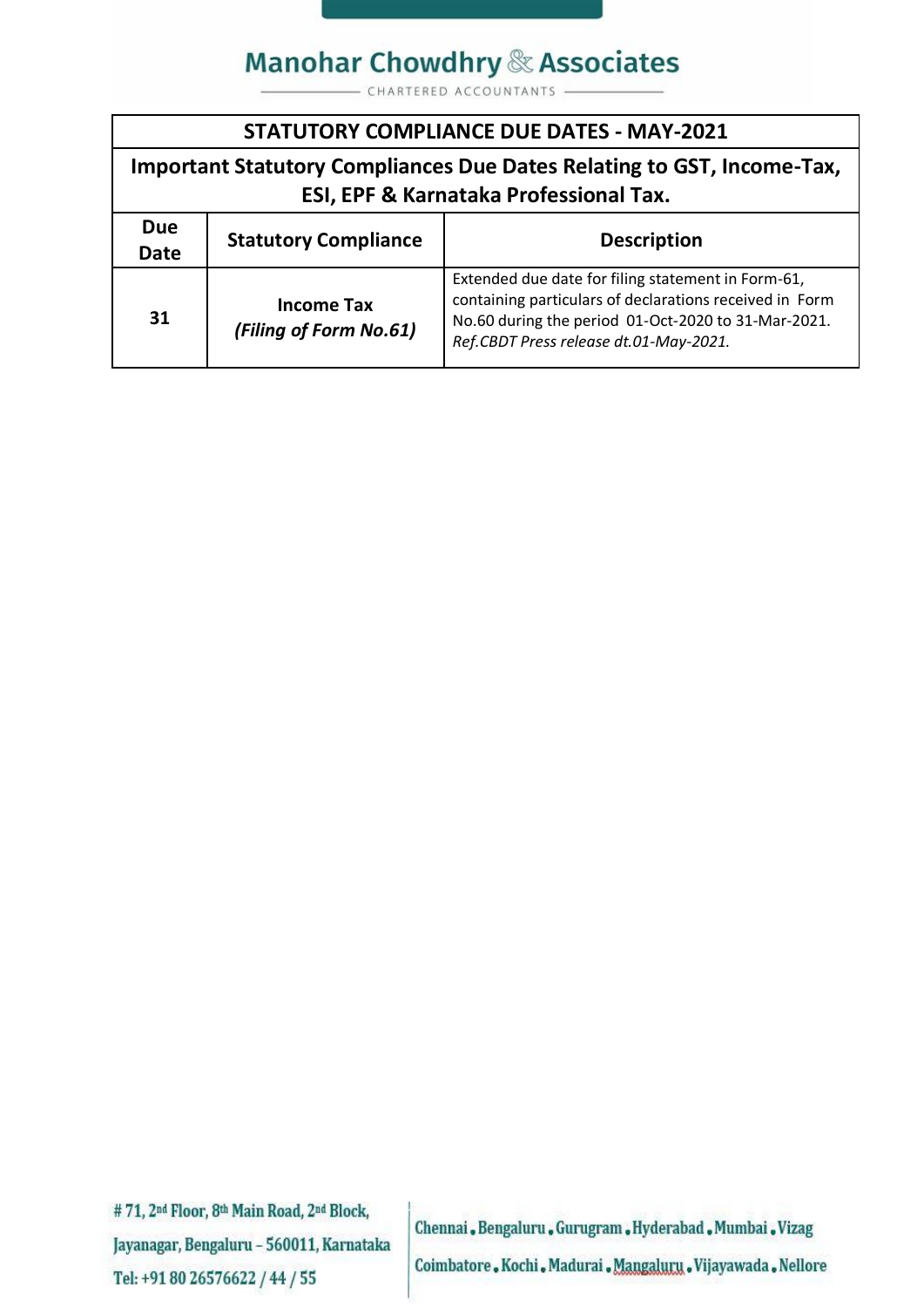| STATUTORY COMPLIANCE DUE DATES - MAY-2021 | | |
|---|---|---|
| **Important Statutory Compliances Due Dates Relating to GST, Income-Tax, ESI, EPF & Karnataka Professional Tax.** | | |
| **Due Date** | **Statutory Compliance** | **Description** |
| **31** | **Income Tax** ***(Filing of Form No.61)*** | Extended due date for filing statement in Form-61, containing particulars of declarations received in Form No.60 during the period 01-Oct-2020 to 31-Mar-2021. *Ref.CBDT Press release dt.01-May-2021.* |